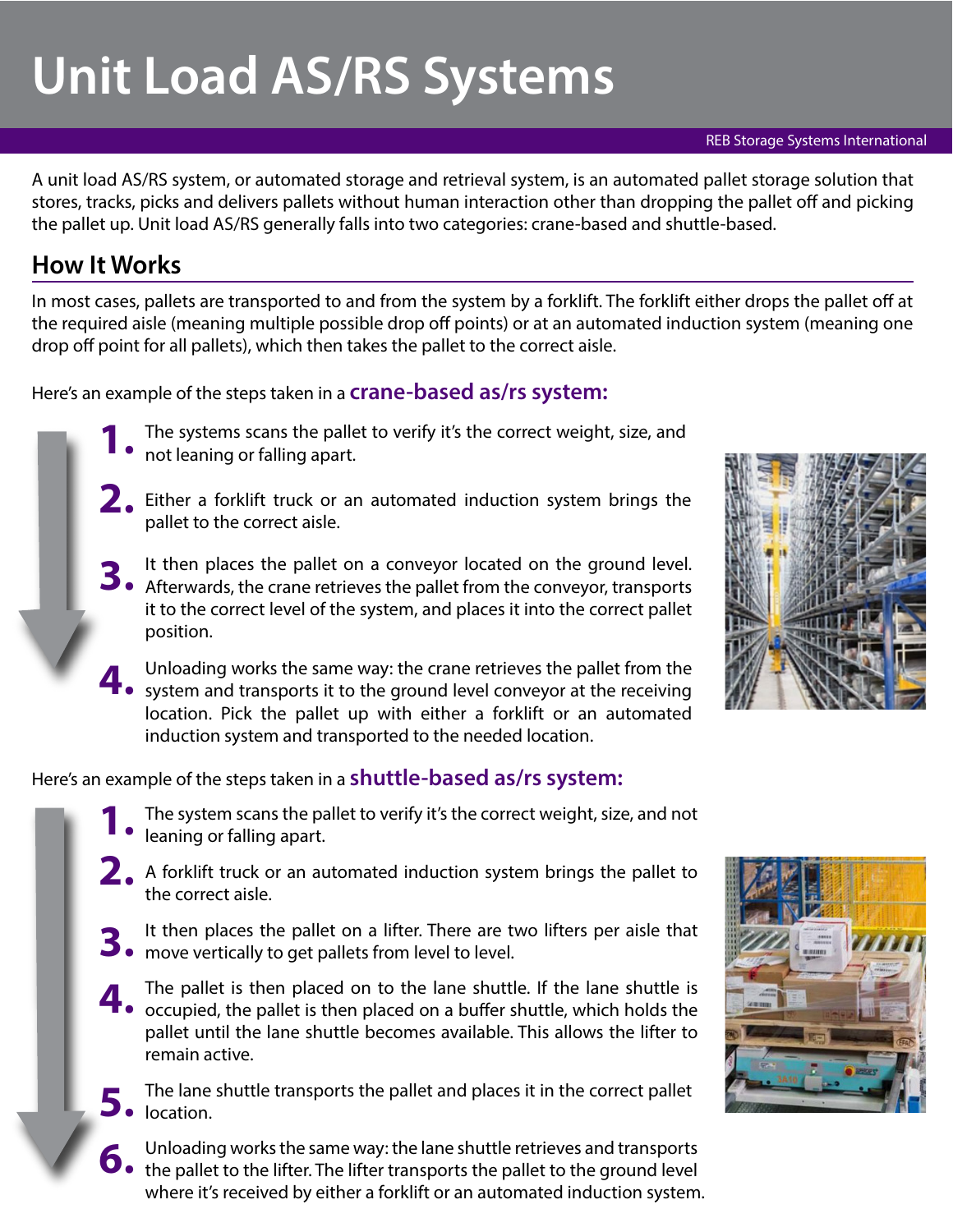# Unit Load AS/RS Systems

REB Storage Systems International

A unit load AS/RS system, or automated storage and retrieval system, is an automated pallet storage solution that stores, tracks, picks and delivers pallets without human interaction other than dropping the pallet off and picking the pallet up. Unit load AS/RS generally falls into two categories: crane-based and shuttle-based.

## How It Works

In most cases, pallets are transported to and from the system by a forklift. The forklift either drops the pallet off at the required aisle (meaning multiple possible drop off points) or at an automated induction system (meaning one drop off point for all pallets), which then takes the pallet to the correct aisle.

Here's an example of the steps taken in a **crane-based as/rs system:**

1. The systems scans the pallet to verify it's the correct weight, size, and not leaning or falling apart.
2. Either a forklift truck or an automated induction system brings the pallet to the correct aisle.
3. It then places the pallet on a conveyor located on the ground level. Afterwards, the crane retrieves the pallet from the conveyor, transports it to the correct level of the system, and places it into the correct pallet position.
4. Unloading works the same way: the crane retrieves the pallet from the system and transports it to the ground level conveyor at the receiving location. Pick the pallet up with either a forklift or an automated induction system and transported to the needed location.

Here's an example of the steps taken in a **shuttle-based as/rs system:**

1. The system scans the pallet to verify it's the correct weight, size, and not leaning or falling apart.
2. A forklift truck or an automated induction system brings the pallet to the correct aisle.
3. It then places the pallet on a lifter. There are two lifters per aisle that move vertically to get pallets from level to level.
4. The pallet is then placed on to the lane shuttle. If the lane shuttle is occupied, the pallet is then placed on a buffer shuttle, which holds the pallet until the lane shuttle becomes available. This allows the lifter to remain active.
5. The lane shuttle transports the pallet and places it in the correct pallet location.
6. Unloading works the same way: the lane shuttle retrieves and transports the pallet to the lifter. The lifter transports the pallet to the ground level where it's received by either a forklift or an automated induction system.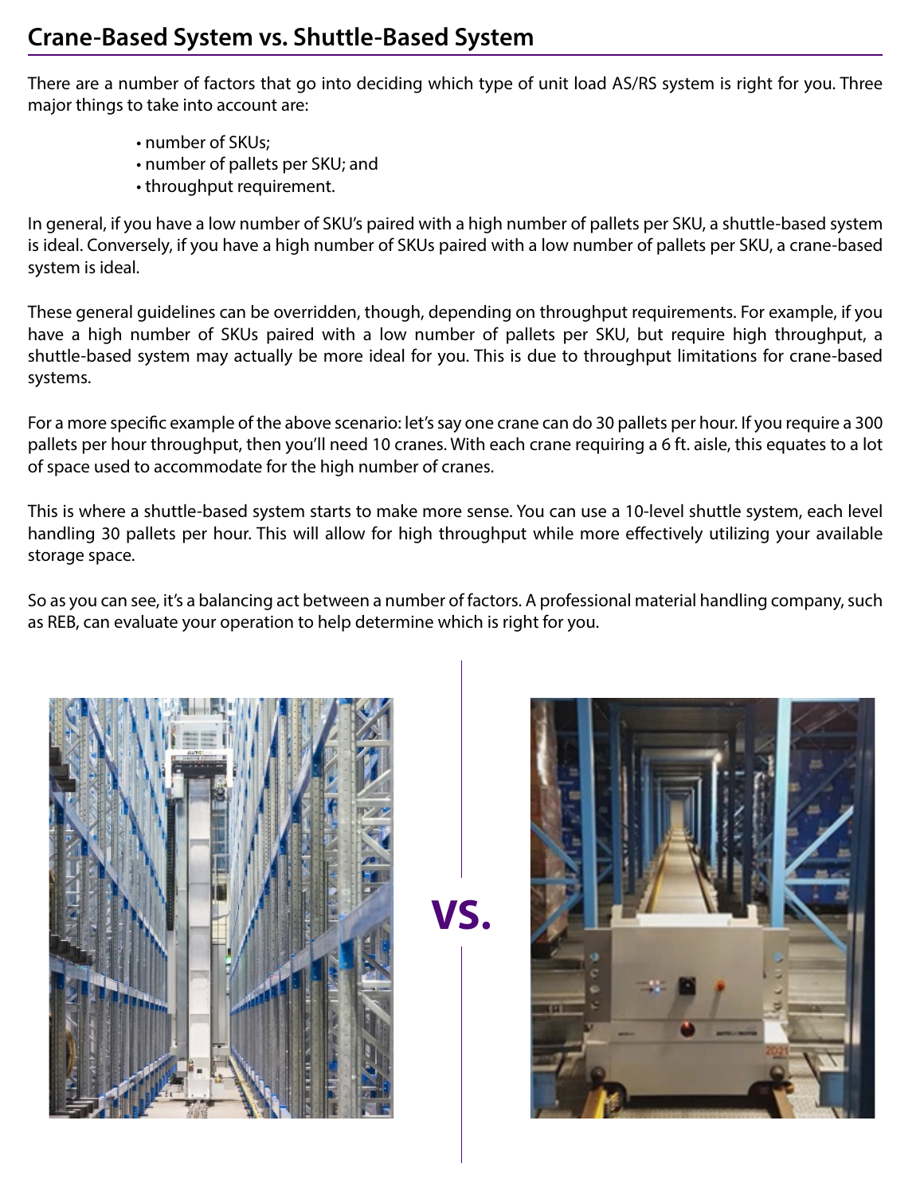## Crane-Based System vs. Shuttle-Based System

There are a number of factors that go into deciding which type of unit load AS/RS system is right for you. Three major things to take into account are:

- number of SKUs;
- number of pallets per SKU; and
- throughput requirement.

In general, if you have a low number of SKU's paired with a high number of pallets per SKU, a shuttle-based system is ideal. Conversely, if you have a high number of SKUs paired with a low number of pallets per SKU, a crane-based system is ideal.

These general guidelines can be overridden, though, depending on throughput requirements. For example, if you have a high number of SKUs paired with a low number of pallets per SKU, but require high throughput, a shuttle-based system may actually be more ideal for you. This is due to throughput limitations for crane-based systems.

For a more specific example of the above scenario: let's say one crane can do 30 pallets per hour. If you require a 300 pallets per hour throughput, then you'll need 10 cranes. With each crane requiring a 6 ft. aisle, this equates to a lot of space used to accommodate for the high number of cranes.

This is where a shuttle-based system starts to make more sense. You can use a 10-level shuttle system, each level handling 30 pallets per hour. This will allow for high throughput while more effectively utilizing your available storage space.

So as you can see, it's a balancing act between a number of factors. A professional material handling company, such as REB, can evaluate your operation to help determine which is right for you.

**VS.**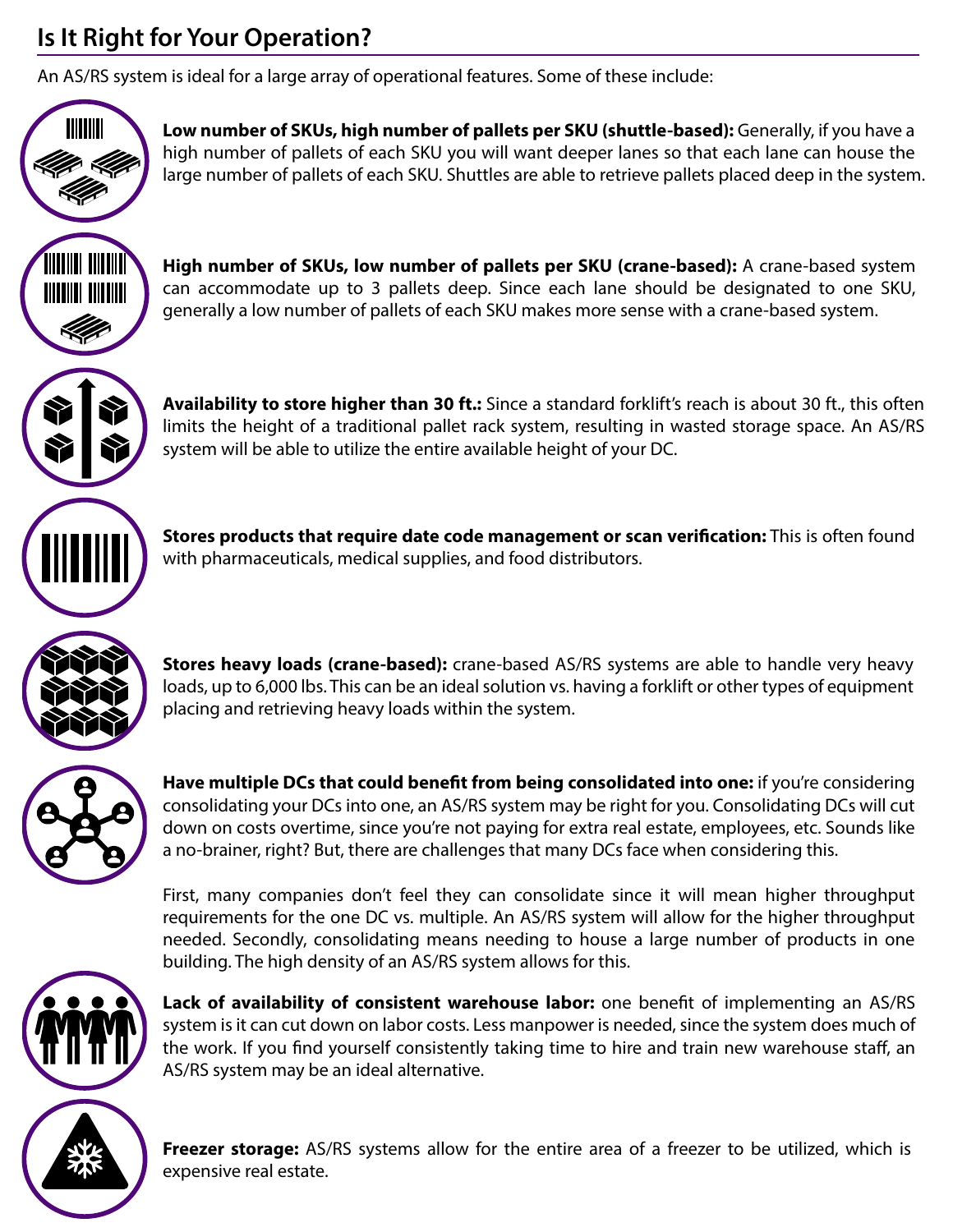## Is It Right for Your Operation?

An AS/RS system is ideal for a large array of operational features. Some of these include:

**Low number of SKUs, high number of pallets per SKU (shuttle-based):** Generally, if you have a high number of pallets of each SKU you will want deeper lanes so that each lane can house the large number of pallets of each SKU. Shuttles are able to retrieve pallets placed deep in the system.

**High number of SKUs, low number of pallets per SKU (crane-based):** A crane-based system can accommodate up to 3 pallets deep. Since each lane should be designated to one SKU, generally a low number of pallets of each SKU makes more sense with a crane-based system.

**Availability to store higher than 30 ft.:** Since a standard forklift's reach is about 30 ft., this often limits the height of a traditional pallet rack system, resulting in wasted storage space. An AS/RS system will be able to utilize the entire available height of your DC.

**Stores products that require date code management or scan verification:** This is often found with pharmaceuticals, medical supplies, and food distributors.

**Stores heavy loads (crane-based):** crane-based AS/RS systems are able to handle very heavy loads, up to 6,000 lbs. This can be an ideal solution vs. having a forklift or other types of equipment placing and retrieving heavy loads within the system.

**Have multiple DCs that could benefit from being consolidated into one:** if you're considering consolidating your DCs into one, an AS/RS system may be right for you. Consolidating DCs will cut down on costs overtime, since you're not paying for extra real estate, employees, etc. Sounds like a no-brainer, right? But, there are challenges that many DCs face when considering this.

First, many companies don't feel they can consolidate since it will mean higher throughput requirements for the one DC vs. multiple. An AS/RS system will allow for the higher throughput needed. Secondly, consolidating means needing to house a large number of products in one building. The high density of an AS/RS system allows for this.

**Lack of availability of consistent warehouse labor:** one benefit of implementing an AS/RS system is it can cut down on labor costs. Less manpower is needed, since the system does much of the work. If you find yourself consistently taking time to hire and train new warehouse staff, an AS/RS system may be an ideal alternative.

**Freezer storage:** AS/RS systems allow for the entire area of a freezer to be utilized, which is expensive real estate.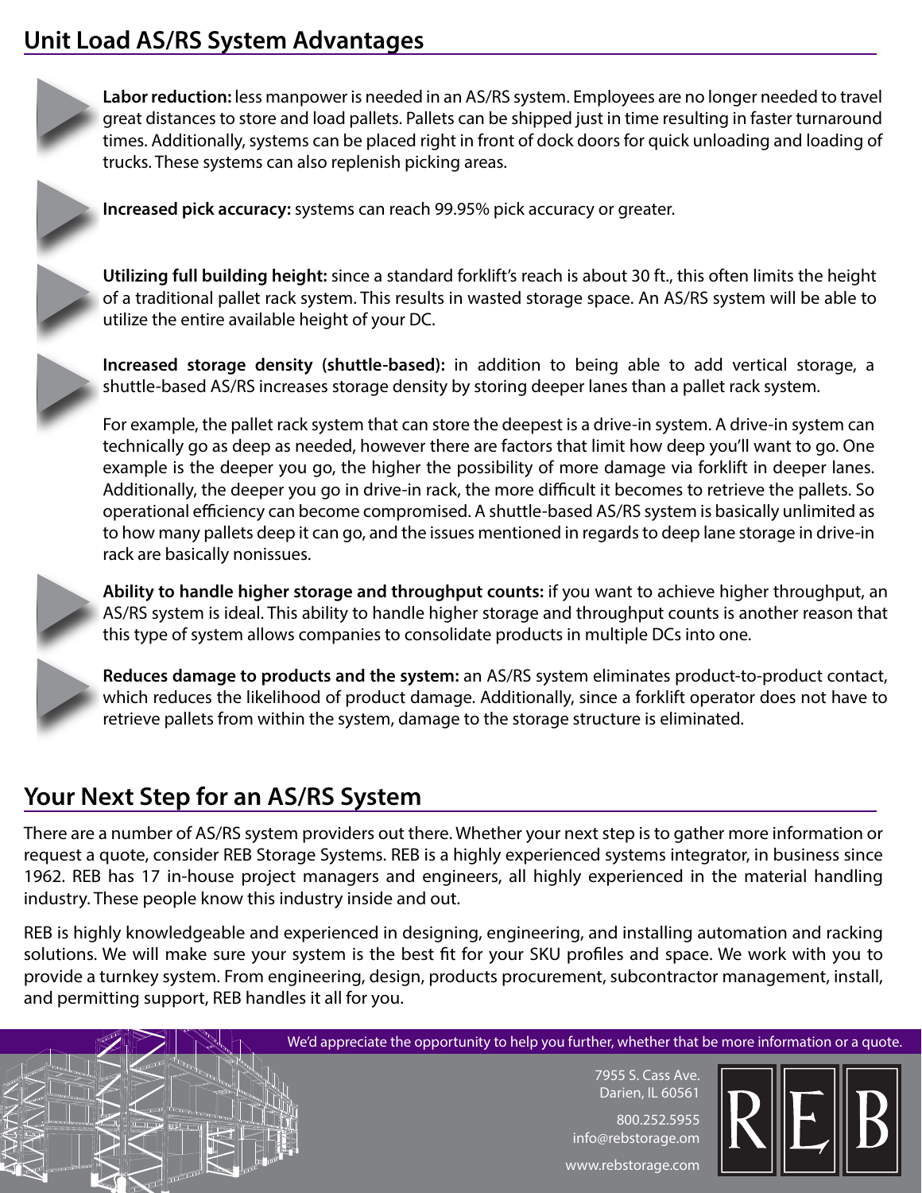## Unit Load AS/RS System Advantages

**Labor reduction:** less manpower is needed in an AS/RS system. Employees are no longer needed to travel great distances to store and load pallets. Pallets can be shipped just in time resulting in faster turnaround times. Additionally, systems can be placed right in front of dock doors for quick unloading and loading of trucks. These systems can also replenish picking areas.

**Increased pick accuracy:** systems can reach 99.95% pick accuracy or greater.

**Utilizing full building height:** since a standard forklift's reach is about 30 ft., this often limits the height of a traditional pallet rack system. This results in wasted storage space. An AS/RS system will be able to utilize the entire available height of your DC.

**Increased storage density (shuttle-based):** in addition to being able to add vertical storage, a shuttle-based AS/RS increases storage density by storing deeper lanes than a pallet rack system.

For example, the pallet rack system that can store the deepest is a drive-in system. A drive-in system can technically go as deep as needed, however there are factors that limit how deep you'll want to go. One example is the deeper you go, the higher the possibility of more damage via forklift in deeper lanes. Additionally, the deeper you go in drive-in rack, the more difficult it becomes to retrieve the pallets. So operational efficiency can become compromised. A shuttle-based AS/RS system is basically unlimited as to how many pallets deep it can go, and the issues mentioned in regards to deep lane storage in drive-in rack are basically nonissues.

**Ability to handle higher storage and throughput counts:** if you want to achieve higher throughput, an AS/RS system is ideal. This ability to handle higher storage and throughput counts is another reason that this type of system allows companies to consolidate products in multiple DCs into one.

**Reduces damage to products and the system:** an AS/RS system eliminates product-to-product contact, which reduces the likelihood of product damage. Additionally, since a forklift operator does not have to retrieve pallets from within the system, damage to the storage structure is eliminated.

## Your Next Step for an AS/RS System

There are a number of AS/RS system providers out there. Whether your next step is to gather more information or request a quote, consider REB Storage Systems. REB is a highly experienced systems integrator, in business since 1962. REB has 17 in-house project managers and engineers, all highly experienced in the material handling industry. These people know this industry inside and out.

REB is highly knowledgeable and experienced in designing, engineering, and installing automation and racking solutions. We will make sure your system is the best fit for your SKU profiles and space. We work with you to provide a turnkey system. From engineering, design, products procurement, subcontractor management, install, and permitting support, REB handles it all for you.

We'd appreciate the opportunity to help you further, whether that be more information or a quote.

7955 S. Cass Ave.
Darien, IL 60561

800.252.5955
info@rebstorage.om

www.rebstorage.com

REB